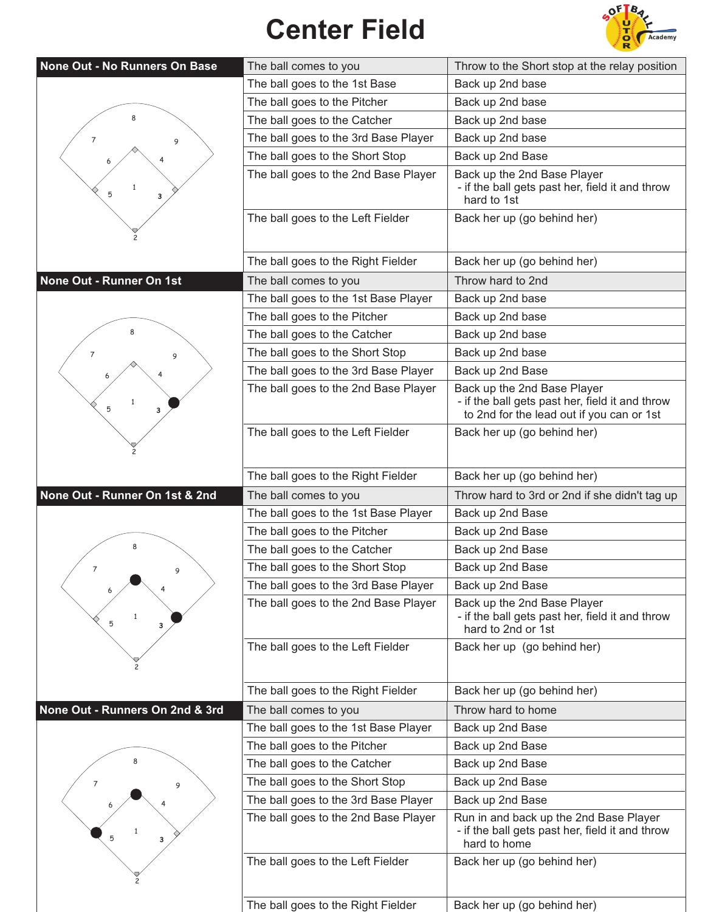# Center Field

## None Out - No Runners On Base

| Situation | Action |
|---|---|
| The ball comes to you | Throw to the Short stop at the relay position |
| The ball goes to the 1st Base | Back up 2nd base |
| The ball goes to the Pitcher | Back up 2nd base |
| The ball goes to the Catcher | Back up 2nd base |
| The ball goes to the 3rd Base Player | Back up 2nd base |
| The ball goes to the Short Stop | Back up 2nd Base |
| The ball goes to the 2nd Base Player | Back up the 2nd Base Player<br>- if the ball gets past her, field it and throw hard to 1st |
| The ball goes to the Left Fielder | Back her up (go behind her) |
| The ball goes to the Right Fielder | Back her up (go behind her) |

## None Out - Runner On 1st

| Situation | Action |
|---|---|
| The ball comes to you | Throw hard to 2nd |
| The ball goes to the 1st Base Player | Back up 2nd base |
| The ball goes to the Pitcher | Back up 2nd base |
| The ball goes to the Catcher | Back up 2nd base |
| The ball goes to the Short Stop | Back up 2nd base |
| The ball goes to the 3rd Base Player | Back up 2nd Base |
| The ball goes to the 2nd Base Player | Back up the 2nd Base Player<br>- if the ball gets past her, field it and throw to 2nd for the lead out if you can or 1st |
| The ball goes to the Left Fielder | Back her up (go behind her) |
| The ball goes to the Right Fielder | Back her up (go behind her) |

## None Out - Runner On 1st & 2nd

| Situation | Action |
|---|---|
| The ball comes to you | Throw hard to 3rd or 2nd if she didn't tag up |
| The ball goes to the 1st Base Player | Back up 2nd Base |
| The ball goes to the Pitcher | Back up 2nd Base |
| The ball goes to the Catcher | Back up 2nd Base |
| The ball goes to the Short Stop | Back up 2nd Base |
| The ball goes to the 3rd Base Player | Back up 2nd Base |
| The ball goes to the 2nd Base Player | Back up the 2nd Base Player<br>- if the ball gets past her, field it and throw hard to 2nd or 1st |
| The ball goes to the Left Fielder | Back her up (go behind her) |
| The ball goes to the Right Fielder | Back her up (go behind her) |

## None Out - Runners On 2nd & 3rd

| Situation | Action |
|---|---|
| The ball comes to you | Throw hard to home |
| The ball goes to the 1st Base Player | Back up 2nd Base |
| The ball goes to the Pitcher | Back up 2nd Base |
| The ball goes to the Catcher | Back up 2nd Base |
| The ball goes to the Short Stop | Back up 2nd Base |
| The ball goes to the 3rd Base Player | Back up 2nd Base |
| The ball goes to the 2nd Base Player | Run in and back up the 2nd Base Player<br>- if the ball gets past her, field it and throw hard to home |
| The ball goes to the Left Fielder | Back her up (go behind her) |
| The ball goes to the Right Fielder | Back her up (go behind her) |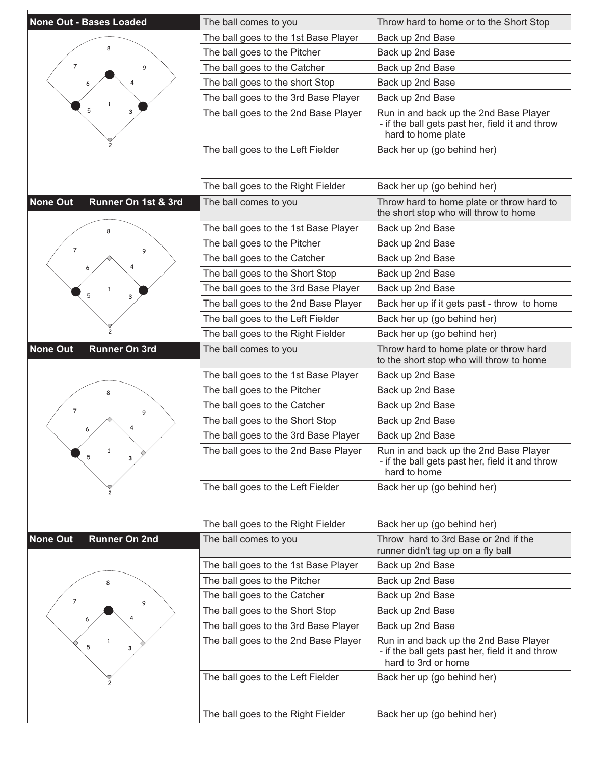## None Out - Bases Loaded

| Situation | Action |
| --- | --- |
| The ball comes to you | Throw hard to home or to the Short Stop |
| The ball goes to the 1st Base Player | Back up 2nd Base |
| The ball goes to the Pitcher | Back up 2nd Base |
| The ball goes to the Catcher | Back up 2nd Base |
| The ball goes to the short Stop | Back up 2nd Base |
| The ball goes to the 3rd Base Player | Back up 2nd Base |
| The ball goes to the 2nd Base Player | Run in and back up the 2nd Base Player - if the ball gets past her, field it and throw hard to home plate |
| The ball goes to the Left Fielder | Back her up (go behind her) |
| The ball goes to the Right Fielder | Back her up (go behind her) |

## None Out Runner On 1st & 3rd

| Situation | Action |
| --- | --- |
| The ball comes to you | Throw hard to home plate or throw hard to the short stop who will throw to home |
| The ball goes to the 1st Base Player | Back up 2nd Base |
| The ball goes to the Pitcher | Back up 2nd Base |
| The ball goes to the Catcher | Back up 2nd Base |
| The ball goes to the Short Stop | Back up 2nd Base |
| The ball goes to the 3rd Base Player | Back up 2nd Base |
| The ball goes to the 2nd Base Player | Back her up if it gets past - throw to home |
| The ball goes to the Left Fielder | Back her up (go behind her) |
| The ball goes to the Right Fielder | Back her up (go behind her) |

## None Out Runner On 3rd

| Situation | Action |
| --- | --- |
| The ball comes to you | Throw hard to home plate or throw hard to the short stop who will throw to home |
| The ball goes to the 1st Base Player | Back up 2nd Base |
| The ball goes to the Pitcher | Back up 2nd Base |
| The ball goes to the Catcher | Back up 2nd Base |
| The ball goes to the Short Stop | Back up 2nd Base |
| The ball goes to the 3rd Base Player | Back up 2nd Base |
| The ball goes to the 2nd Base Player | Run in and back up the 2nd Base Player - if the ball gets past her, field it and throw hard to home |
| The ball goes to the Left Fielder | Back her up (go behind her) |
| The ball goes to the Right Fielder | Back her up (go behind her) |

## None Out Runner On 2nd

| Situation | Action |
| --- | --- |
| The ball comes to you | Throw hard to 3rd Base or 2nd if the runner didn't tag up on a fly ball |
| The ball goes to the 1st Base Player | Back up 2nd Base |
| The ball goes to the Pitcher | Back up 2nd Base |
| The ball goes to the Catcher | Back up 2nd Base |
| The ball goes to the Short Stop | Back up 2nd Base |
| The ball goes to the 3rd Base Player | Back up 2nd Base |
| The ball goes to the 2nd Base Player | Run in and back up the 2nd Base Player - if the ball gets past her, field it and throw hard to 3rd or home |
| The ball goes to the Left Fielder | Back her up (go behind her) |
| The ball goes to the Right Fielder | Back her up (go behind her) |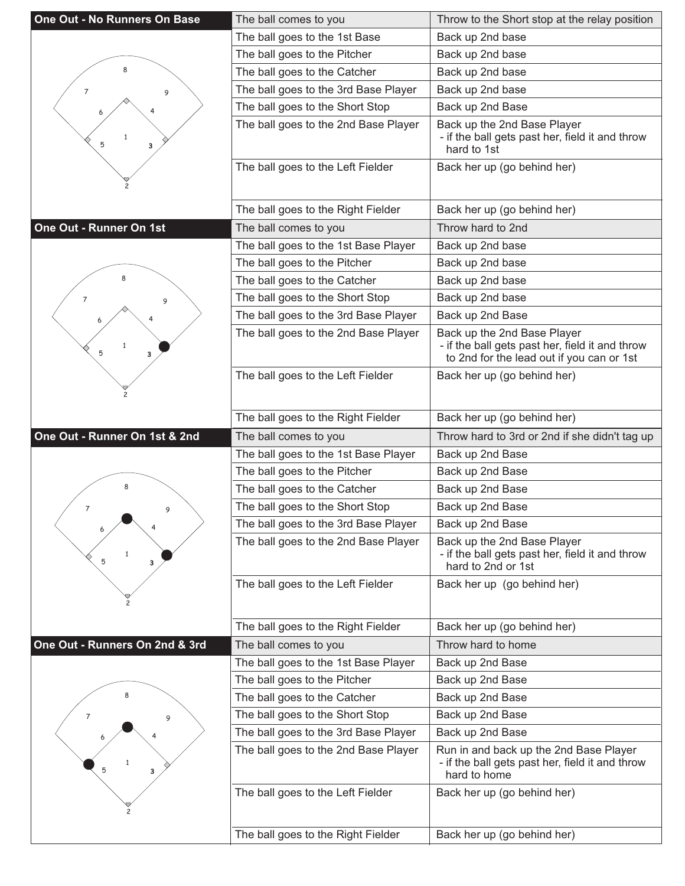## One Out - No Runners On Base

| Situation | Action |
|---|---|
| The ball comes to you | Throw to the Short stop at the relay position |
| The ball goes to the 1st Base | Back up 2nd base |
| The ball goes to the Pitcher | Back up 2nd base |
| The ball goes to the Catcher | Back up 2nd base |
| The ball goes to the 3rd Base Player | Back up 2nd base |
| The ball goes to the Short Stop | Back up 2nd Base |
| The ball goes to the 2nd Base Player | Back up the 2nd Base Player - if the ball gets past her, field it and throw hard to 1st |
| The ball goes to the Left Fielder | Back her up (go behind her) |
| The ball goes to the Right Fielder | Back her up (go behind her) |

## One Out - Runner On 1st

| Situation | Action |
|---|---|
| The ball comes to you | Throw hard to 2nd |
| The ball goes to the 1st Base Player | Back up 2nd base |
| The ball goes to the Pitcher | Back up 2nd base |
| The ball goes to the Catcher | Back up 2nd base |
| The ball goes to the Short Stop | Back up 2nd base |
| The ball goes to the 3rd Base Player | Back up 2nd Base |
| The ball goes to the 2nd Base Player | Back up the 2nd Base Player - if the ball gets past her, field it and throw to 2nd for the lead out if you can or 1st |
| The ball goes to the Left Fielder | Back her up (go behind her) |
| The ball goes to the Right Fielder | Back her up (go behind her) |

## One Out - Runner On 1st & 2nd

| Situation | Action |
|---|---|
| The ball comes to you | Throw hard to 3rd or 2nd if she didn't tag up |
| The ball goes to the 1st Base Player | Back up 2nd Base |
| The ball goes to the Pitcher | Back up 2nd Base |
| The ball goes to the Catcher | Back up 2nd Base |
| The ball goes to the Short Stop | Back up 2nd Base |
| The ball goes to the 3rd Base Player | Back up 2nd Base |
| The ball goes to the 2nd Base Player | Back up the 2nd Base Player - if the ball gets past her, field it and throw hard to 2nd or 1st |
| The ball goes to the Left Fielder | Back her up (go behind her) |
| The ball goes to the Right Fielder | Back her up (go behind her) |

## One Out - Runners On 2nd & 3rd

| Situation | Action |
|---|---|
| The ball comes to you | Throw hard to home |
| The ball goes to the 1st Base Player | Back up 2nd Base |
| The ball goes to the Pitcher | Back up 2nd Base |
| The ball goes to the Catcher | Back up 2nd Base |
| The ball goes to the Short Stop | Back up 2nd Base |
| The ball goes to the 3rd Base Player | Back up 2nd Base |
| The ball goes to the 2nd Base Player | Run in and back up the 2nd Base Player - if the ball gets past her, field it and throw hard to home |
| The ball goes to the Left Fielder | Back her up (go behind her) |
| The ball goes to the Right Fielder | Back her up (go behind her) |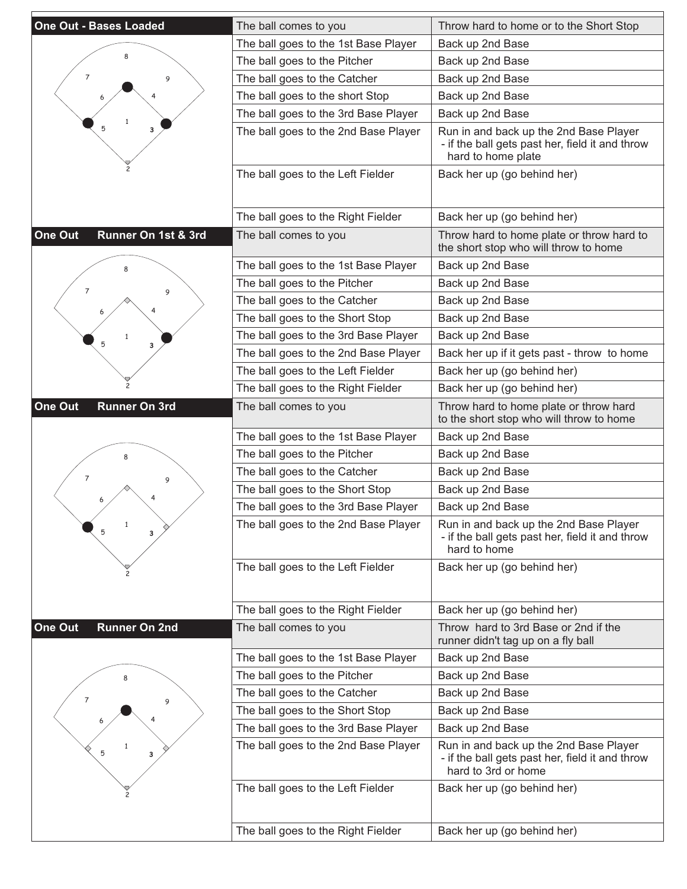| One Out - Bases Loaded | | |
| --- | --- | --- |
| | The ball comes to you | Throw hard to home or to the Short Stop |
| | The ball goes to the 1st Base Player | Back up 2nd Base |
| | The ball goes to the Pitcher | Back up 2nd Base |
| | The ball goes to the Catcher | Back up 2nd Base |
| | The ball goes to the short Stop | Back up 2nd Base |
| | The ball goes to the 3rd Base Player | Back up 2nd Base |
| | The ball goes to the 2nd Base Player | Run in and back up the 2nd Base Player - if the ball gets past her, field it and throw hard to home plate |
| | The ball goes to the Left Fielder | Back her up (go behind her) |
| | The ball goes to the Right Fielder | Back her up (go behind her) |

| One Out Runner On 1st & 3rd | | |
| --- | --- | --- |
| | The ball comes to you | Throw hard to home plate or throw hard to the short stop who will throw to home |
| | The ball goes to the 1st Base Player | Back up 2nd Base |
| | The ball goes to the Pitcher | Back up 2nd Base |
| | The ball goes to the Catcher | Back up 2nd Base |
| | The ball goes to the Short Stop | Back up 2nd Base |
| | The ball goes to the 3rd Base Player | Back up 2nd Base |
| | The ball goes to the 2nd Base Player | Back her up if it gets past - throw to home |
| | The ball goes to the Left Fielder | Back her up (go behind her) |
| | The ball goes to the Right Fielder | Back her up (go behind her) |

| One Out Runner On 3rd | | |
| --- | --- | --- |
| | The ball comes to you | Throw hard to home plate or throw hard to the short stop who will throw to home |
| | The ball goes to the 1st Base Player | Back up 2nd Base |
| | The ball goes to the Pitcher | Back up 2nd Base |
| | The ball goes to the Catcher | Back up 2nd Base |
| | The ball goes to the Short Stop | Back up 2nd Base |
| | The ball goes to the 3rd Base Player | Back up 2nd Base |
| | The ball goes to the 2nd Base Player | Run in and back up the 2nd Base Player - if the ball gets past her, field it and throw hard to home |
| | The ball goes to the Left Fielder | Back her up (go behind her) |
| | The ball goes to the Right Fielder | Back her up (go behind her) |

| One Out Runner On 2nd | | |
| --- | --- | --- |
| | The ball comes to you | Throw hard to 3rd Base or 2nd if the runner didn't tag up on a fly ball |
| | The ball goes to the 1st Base Player | Back up 2nd Base |
| | The ball goes to the Pitcher | Back up 2nd Base |
| | The ball goes to the Catcher | Back up 2nd Base |
| | The ball goes to the Short Stop | Back up 2nd Base |
| | The ball goes to the 3rd Base Player | Back up 2nd Base |
| | The ball goes to the 2nd Base Player | Run in and back up the 2nd Base Player - if the ball gets past her, field it and throw hard to 3rd or home |
| | The ball goes to the Left Fielder | Back her up (go behind her) |
| | The ball goes to the Right Fielder | Back her up (go behind her) |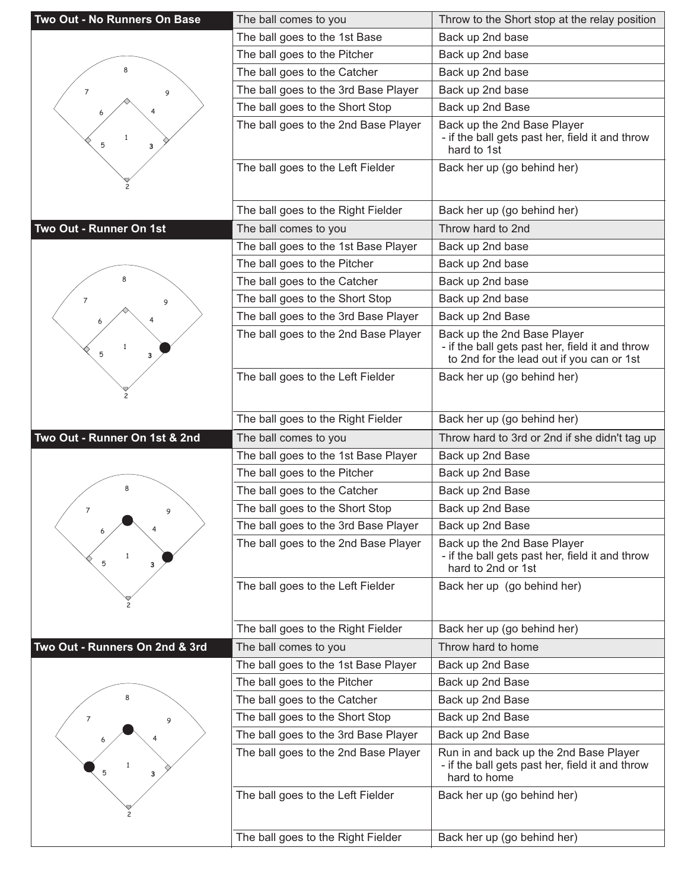| Two Out - No Runners On Base | The ball comes to you | Throw to the Short stop at the relay position |
|---|---|---|
| | The ball goes to the 1st Base | Back up 2nd base |
| | The ball goes to the Pitcher | Back up 2nd base |
| | The ball goes to the Catcher | Back up 2nd base |
| | The ball goes to the 3rd Base Player | Back up 2nd base |
| | The ball goes to the Short Stop | Back up 2nd Base |
| | The ball goes to the 2nd Base Player | Back up the 2nd Base Player - if the ball gets past her, field it and throw hard to 1st |
| | The ball goes to the Left Fielder | Back her up (go behind her) |
| | The ball goes to the Right Fielder | Back her up (go behind her) |

| Two Out - Runner On 1st | The ball comes to you | Throw hard to 2nd |
|---|---|---|
| | The ball goes to the 1st Base Player | Back up 2nd base |
| | The ball goes to the Pitcher | Back up 2nd base |
| | The ball goes to the Catcher | Back up 2nd base |
| | The ball goes to the Short Stop | Back up 2nd base |
| | The ball goes to the 3rd Base Player | Back up 2nd Base |
| | The ball goes to the 2nd Base Player | Back up the 2nd Base Player - if the ball gets past her, field it and throw to 2nd for the lead out if you can or 1st |
| | The ball goes to the Left Fielder | Back her up (go behind her) |
| | The ball goes to the Right Fielder | Back her up (go behind her) |

| Two Out - Runner On 1st & 2nd | The ball comes to you | Throw hard to 3rd or 2nd if she didn't tag up |
|---|---|---|
| | The ball goes to the 1st Base Player | Back up 2nd Base |
| | The ball goes to the Pitcher | Back up 2nd Base |
| | The ball goes to the Catcher | Back up 2nd Base |
| | The ball goes to the Short Stop | Back up 2nd Base |
| | The ball goes to the 3rd Base Player | Back up 2nd Base |
| | The ball goes to the 2nd Base Player | Back up the 2nd Base Player - if the ball gets past her, field it and throw hard to 2nd or 1st |
| | The ball goes to the Left Fielder | Back her up (go behind her) |
| | The ball goes to the Right Fielder | Back her up (go behind her) |

| Two Out - Runners On 2nd & 3rd | The ball comes to you | Throw hard to home |
|---|---|---|
| | The ball goes to the 1st Base Player | Back up 2nd Base |
| | The ball goes to the Pitcher | Back up 2nd Base |
| | The ball goes to the Catcher | Back up 2nd Base |
| | The ball goes to the Short Stop | Back up 2nd Base |
| | The ball goes to the 3rd Base Player | Back up 2nd Base |
| | The ball goes to the 2nd Base Player | Run in and back up the 2nd Base Player - if the ball gets past her, field it and throw hard to home |
| | The ball goes to the Left Fielder | Back her up (go behind her) |
| | The ball goes to the Right Fielder | Back her up (go behind her) |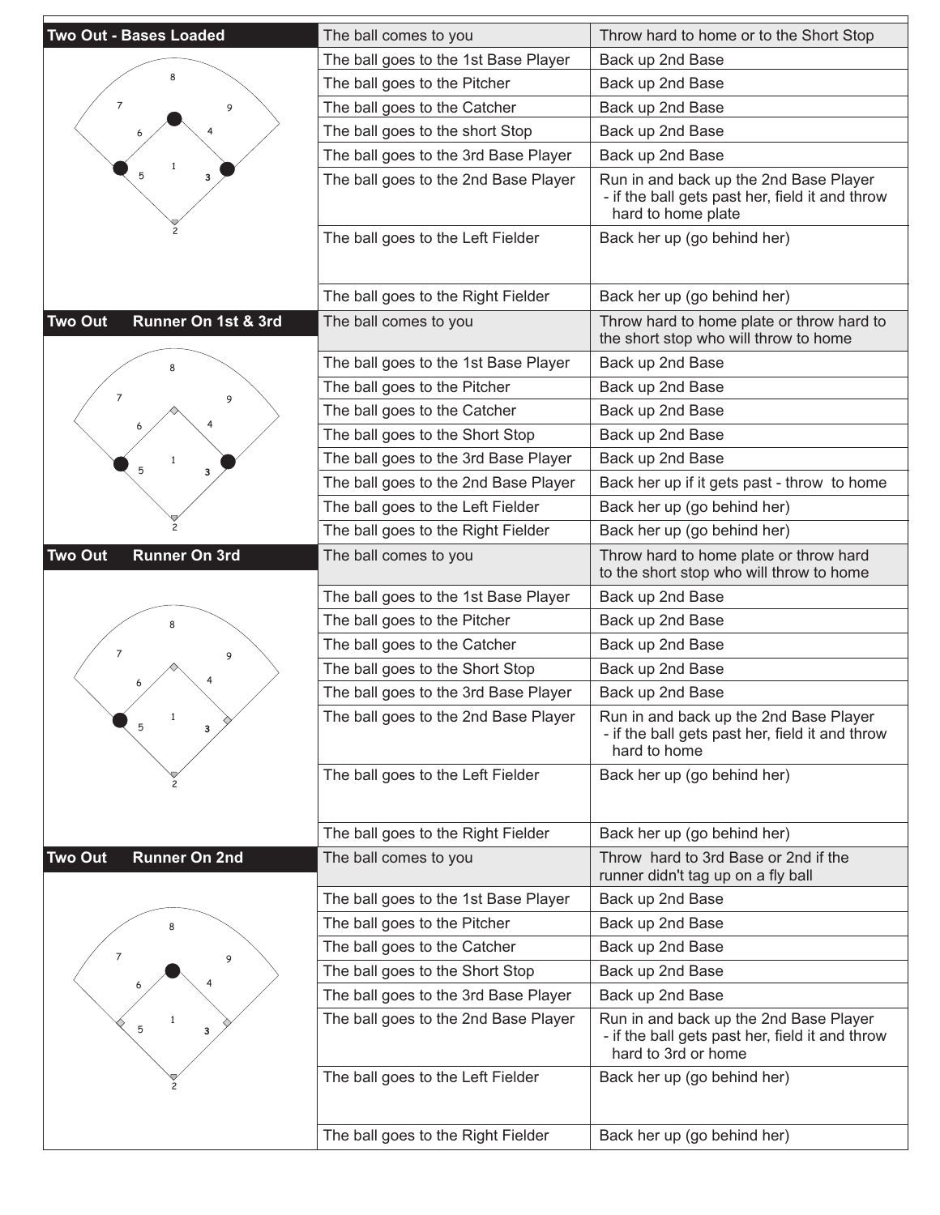## Two Out - Bases Loaded

8
7 9
6 4
1
5 3
2

| | |
|---|---|
| The ball comes to you | Throw hard to home or to the Short Stop |
| The ball goes to the 1st Base Player | Back up 2nd Base |
| The ball goes to the Pitcher | Back up 2nd Base |
| The ball goes to the Catcher | Back up 2nd Base |
| The ball goes to the short Stop | Back up 2nd Base |
| The ball goes to the 3rd Base Player | Back up 2nd Base |
| The ball goes to the 2nd Base Player | Run in and back up the 2nd Base Player - if the ball gets past her, field it and throw hard to home plate |
| The ball goes to the Left Fielder | Back her up (go behind her) |
| The ball goes to the Right Fielder | Back her up (go behind her) |

## Two Out Runner On 1st & 3rd

8
7 9
6 4
1
5 3
2

| | |
|---|---|
| The ball comes to you | Throw hard to home plate or throw hard to the short stop who will throw to home |
| The ball goes to the 1st Base Player | Back up 2nd Base |
| The ball goes to the Pitcher | Back up 2nd Base |
| The ball goes to the Catcher | Back up 2nd Base |
| The ball goes to the Short Stop | Back up 2nd Base |
| The ball goes to the 3rd Base Player | Back up 2nd Base |
| The ball goes to the 2nd Base Player | Back her up if it gets past - throw to home |
| The ball goes to the Left Fielder | Back her up (go behind her) |
| The ball goes to the Right Fielder | Back her up (go behind her) |

## Two Out Runner On 3rd

8
7 9
6 4
1
5 3
2

| | |
|---|---|
| The ball comes to you | Throw hard to home plate or throw hard to the short stop who will throw to home |
| The ball goes to the 1st Base Player | Back up 2nd Base |
| The ball goes to the Pitcher | Back up 2nd Base |
| The ball goes to the Catcher | Back up 2nd Base |
| The ball goes to the Short Stop | Back up 2nd Base |
| The ball goes to the 3rd Base Player | Back up 2nd Base |
| The ball goes to the 2nd Base Player | Run in and back up the 2nd Base Player - if the ball gets past her, field it and throw hard to home |
| The ball goes to the Left Fielder | Back her up (go behind her) |
| The ball goes to the Right Fielder | Back her up (go behind her) |

## Two Out Runner On 2nd

8
7 9
6 4
1
5 3
2

| | |
|---|---|
| The ball comes to you | Throw hard to 3rd Base or 2nd if the runner didn't tag up on a fly ball |
| The ball goes to the 1st Base Player | Back up 2nd Base |
| The ball goes to the Pitcher | Back up 2nd Base |
| The ball goes to the Catcher | Back up 2nd Base |
| The ball goes to the Short Stop | Back up 2nd Base |
| The ball goes to the 3rd Base Player | Back up 2nd Base |
| The ball goes to the 2nd Base Player | Run in and back up the 2nd Base Player - if the ball gets past her, field it and throw hard to 3rd or home |
| The ball goes to the Left Fielder | Back her up (go behind her) |
| The ball goes to the Right Fielder | Back her up (go behind her) |